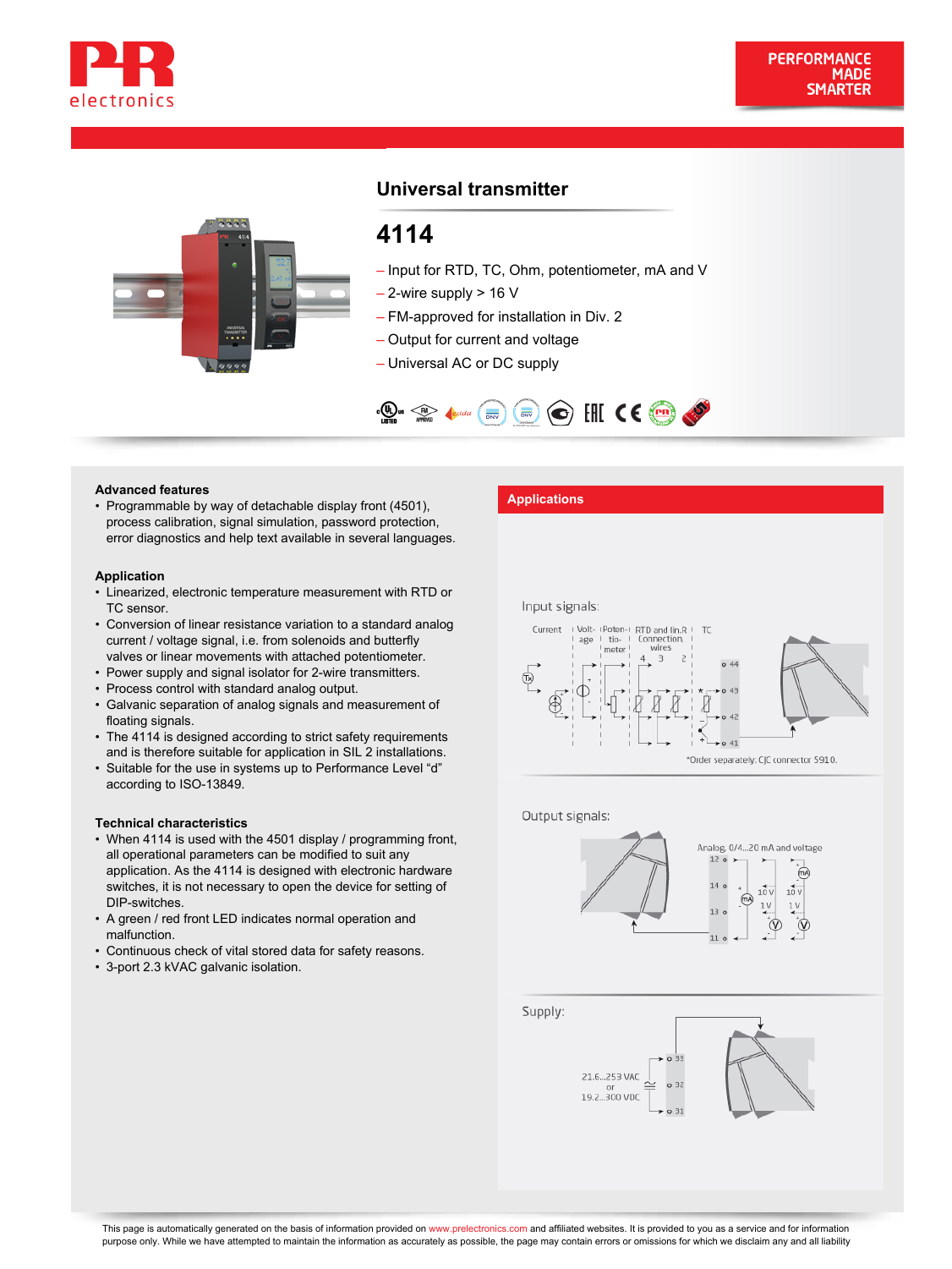# Universal transmitter

## 4114

- Input for RTD, TC, Ohm, potentiometer, mA and V
- 2-wire supply > 16 V
- FM-approved for installation in Div. 2
- Output for current and voltage
- Universal AC or DC supply

### Advanced features

- Programmable by way of detachable display front (4501), process calibration, signal simulation, password protection, error diagnostics and help text available in several languages.

### Application

- Linearized, electronic temperature measurement with RTD or TC sensor.
- Conversion of linear resistance variation to a standard analog current / voltage signal, i.e. from solenoids and butterfly valves or linear movements with attached potentiometer.
- Power supply and signal isolator for 2-wire transmitters.
- Process control with standard analog output.
- Galvanic separation of analog signals and measurement of floating signals.
- The 4114 is designed according to strict safety requirements and is therefore suitable for application in SIL 2 installations.
- Suitable for the use in systems up to Performance Level “d” according to ISO-13849.

### Technical characteristics

- When 4114 is used with the 4501 display / programming front, all operational parameters can be modified to suit any application. As the 4114 is designed with electronic hardware switches, it is not necessary to open the device for setting of DIP-switches.
- A green / red front LED indicates normal operation and malfunction.
- Continuous check of vital stored data for safety reasons.
- 3-port 2.3 kVAC galvanic isolation.

### Applications

Input signals:

Current | Voltage | Potentiometer | RTD and lin.R Connection, wires 4 3 2 | TC

44, 43, 42, 41

*Order separately: CJC connector 5910.

Output signals:

Analog, 0/4...20 mA and voltage

12, 14, 13, 11

mA, 10 V, 1 V, V

Supply:

21.6...253 VAC or 19.2...300 VDC

33, 32, 31

This page is automatically generated on the basis of information provided on www.prelectronics.com and affiliated websites. It is provided to you as a service and for information purpose only. While we have attempted to maintain the information as accurately as possible, the page may contain errors or omissions for which we disclaim any and all liability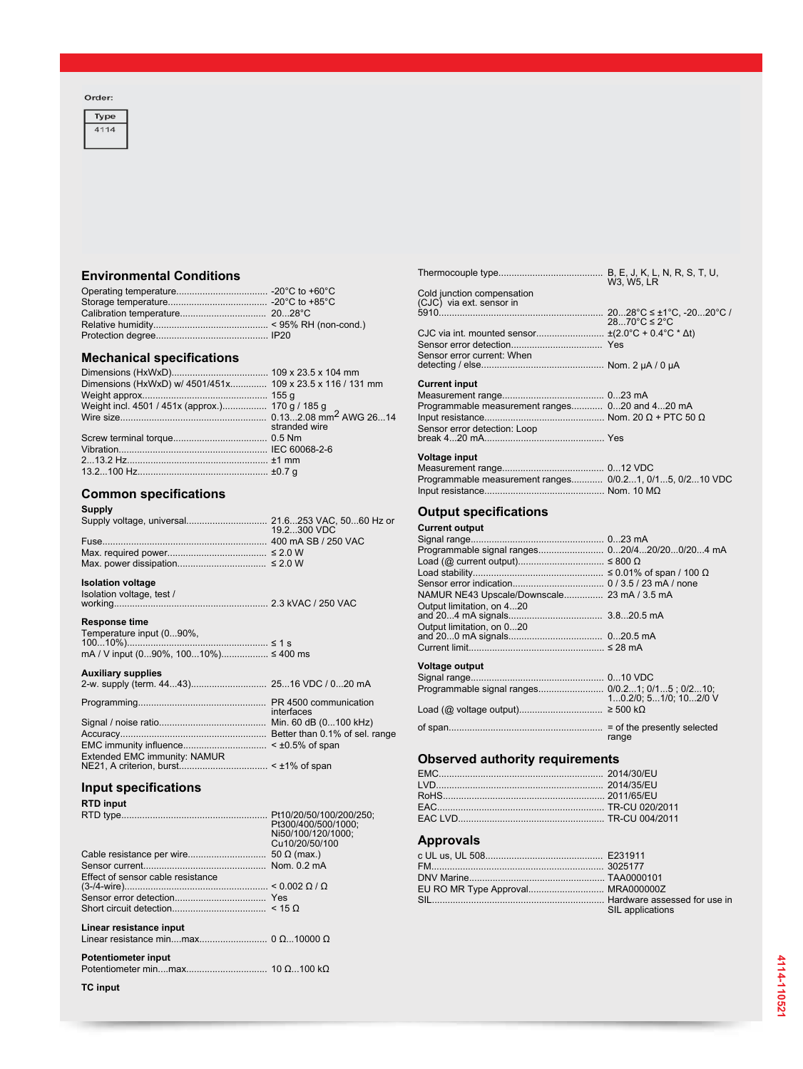**Order:**

| Type |
| --- |
| 4114 |

## Environmental Conditions

| | |
| --- | --- |
| Operating temperature | -20°C to +60°C |
| Storage temperature | -20°C to +85°C |
| Calibration temperature | 20...28°C |
| Relative humidity | < 95% RH (non-cond.) |
| Protection degree | IP20 |

## Mechanical specifications

| | |
| --- | --- |
| Dimensions (HxWxD) | 109 x 23.5 x 104 mm |
| Dimensions (HxWxD) w/ 4501/451x | 109 x 23.5 x 116 / 131 mm |
| Weight approx. | 155 g |
| Weight incl. 4501 / 451x (approx.) | 170 g / 185 g |
| Wire size | 0.13...2.08 mm$^2$ AWG 26...14 stranded wire |
| Screw terminal torque | 0.5 Nm |
| Vibration | IEC 60068-2-6 |
| 2...13.2 Hz | ±1 mm |
| 13.2...100 Hz | ±0.7 g |

## Common specifications

**Supply**

| | |
| --- | --- |
| Supply voltage, universal | 21.6...253 VAC, 50...60 Hz or 19.2...300 VDC |
| Fuse | 400 mA SB / 250 VAC |
| Max. required power | ≤ 2.0 W |
| Max. power dissipation | ≤ 2.0 W |

**Isolation voltage**

| | |
| --- | --- |
| Isolation voltage, test / working | 2.3 kVAC / 250 VAC |

**Response time**

| | |
| --- | --- |
| Temperature input (0...90%, 100...10%) | ≤ 1 s |
| mA / V input (0...90%, 100...10%) | ≤ 400 ms |

**Auxiliary supplies**

| | |
| --- | --- |
| 2-w. supply (term. 44...43) | 25...16 VDC / 0...20 mA |
| Programming | PR 4500 communication interfaces |
| Signal / noise ratio | Min. 60 dB (0...100 kHz) |
| Accuracy | Better than 0.1% of sel. range |
| EMC immunity influence | < ±0.5% of span |
| Extended EMC immunity: NAMUR NE21, A criterion, burst | < ±1% of span |

## Input specifications

**RTD input**

| | |
| --- | --- |
| RTD type | Pt10/20/50/100/200/250; Pt300/400/500/1000; Ni50/100/120/1000; Cu10/20/50/100 |
| Cable resistance per wire | 50 Ω (max.) |
| Sensor current | Nom. 0.2 mA |
| Effect of sensor cable resistance (3-/4-wire) | < 0.002 Ω / Ω |
| Sensor error detection | Yes |
| Short circuit detection | < 15 Ω |

**Linear resistance input**

| | |
| --- | --- |
| Linear resistance min....max. | 0 Ω...10000 Ω |

**Potentiometer input**

| | |
| --- | --- |
| Potentiometer min....max. | 10 Ω...100 kΩ |

**TC input**

| | |
| --- | --- |
| Thermocouple type | B, E, J, K, L, N, R, S, T, U, W3, W5, LR |
| Cold junction compensation (CJC) via ext. sensor in 5910 | 20...28°C ≤ ±1°C, -20...20°C / 28...70°C ≤ 2°C |
| CJC via int. mounted sensor | ±(2.0°C + 0.4°C * Δt) |
| Sensor error detection | Yes |
| Sensor error current: When detecting / else | Nom. 2 µA / 0 µA |

**Current input**

| | |
| --- | --- |
| Measurement range | 0...23 mA |
| Programmable measurement ranges | 0...20 and 4...20 mA |
| Input resistance | Nom. 20 Ω + PTC 50 Ω |
| Sensor error detection: Loop break 4...20 mA | Yes |

**Voltage input**

| | |
| --- | --- |
| Measurement range | 0...12 VDC |
| Programmable measurement ranges | 0/0.2...1, 0/1...5, 0/2...10 VDC |
| Input resistance | Nom. 10 MΩ |

## Output specifications

**Current output**

| | |
| --- | --- |
| Signal range | 0...23 mA |
| Programmable signal ranges | 0...20/4...20/20...0/20...4 mA |
| Load (@ current output) | ≤ 800 Ω |
| Load stability | ≤ 0.01% of span / 100 Ω |
| Sensor error indication | 0 / 3.5 / 23 mA / none |
| NAMUR NE43 Upscale/Downscale | 23 mA / 3.5 mA |
| Output limitation, on 4...20 and 20...4 mA signals | 3.8...20.5 mA |
| Output limitation, on 0...20 and 20...0 mA signals | 0...20.5 mA |
| Current limit | ≤ 28 mA |

**Voltage output**

| | |
| --- | --- |
| Signal range | 0...10 VDC |
| Programmable signal ranges | 0/0.2...1; 0/1...5 ; 0/2...10; 1...0.2/0; 5...1/0; 10...2/0 V |
| Load (@ voltage output) | ≥ 500 kΩ |
| of span | = of the presently selected range |

## Observed authority requirements

| | |
| --- | --- |
| EMC | 2014/30/EU |
| LVD | 2014/35/EU |
| RoHS | 2011/65/EU |
| EAC | TR-CU 020/2011 |
| EAC LVD | TR-CU 004/2011 |

## Approvals

| | |
| --- | --- |
| c UL us, UL 508 | E231911 |
| FM | 3025177 |
| DNV Marine | TAA0000101 |
| EU RO MR Type Approval | MRA000000Z |
| SIL | Hardware assessed for use in SIL applications |

4114-110521